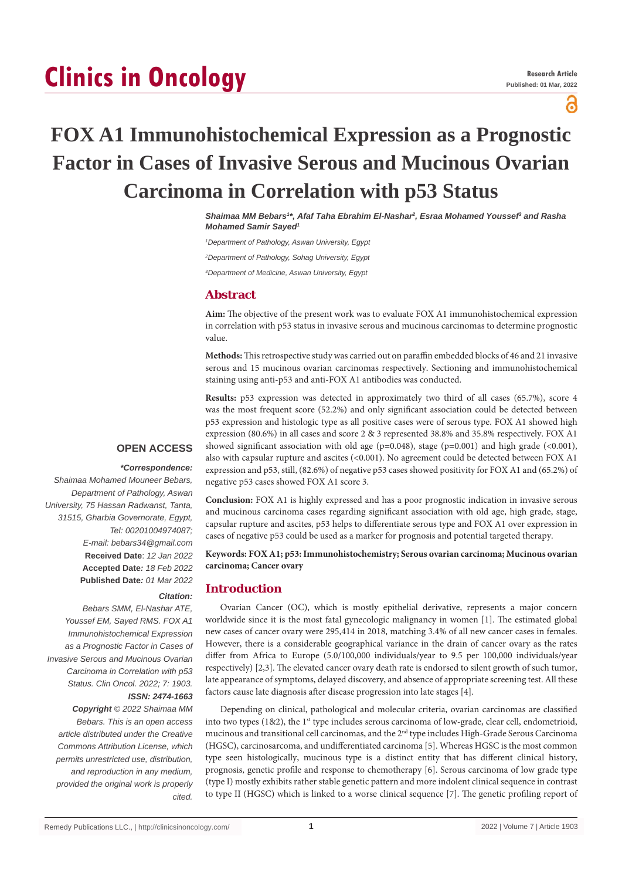# Clinics in Oncology

**Research Article**
**Published: 01 Mar, 2022**

# FOX A1 Immunohistochemical Expression as a Prognostic Factor in Cases of Invasive Serous and Mucinous Ovarian Carcinoma in Correlation with p53 Status

***Shaimaa MM Bebars[1]\*, Afaf Taha Ebrahim El-Nashar[2], Esraa Mohamed Youssef[3] and Rasha Mohamed Samir Sayed[1]***

*[1]Department of Pathology, Aswan University, Egypt*

*[2]Department of Pathology, Sohag University, Egypt*

*[3]Department of Medicine, Aswan University, Egypt*

## Abstract

**Aim:** The objective of the present work was to evaluate FOX A1 immunohistochemical expression in correlation with p53 status in invasive serous and mucinous carcinomas to determine prognostic value.

**Methods:** This retrospective study was carried out on paraffin embedded blocks of 46 and 21 invasive serous and 15 mucinous ovarian carcinomas respectively. Sectioning and immunohistochemical staining using anti-p53 and anti-FOX A1 antibodies was conducted.

**Results:** p53 expression was detected in approximately two third of all cases (65.7%), score 4 was the most frequent score (52.2%) and only significant association could be detected between p53 expression and histologic type as all positive cases were of serous type. FOX A1 showed high expression (80.6%) in all cases and score 2 & 3 represented 38.8% and 35.8% respectively. FOX A1 showed significant association with old age (p=0.048), stage (p=0.001) and high grade (<0.001), also with capsular rupture and ascites (<0.001). No agreement could be detected between FOX A1 expression and p53, still, (82.6%) of negative p53 cases showed positivity for FOX A1 and (65.2%) of negative p53 cases showed FOX A1 score 3.

**Conclusion:** FOX A1 is highly expressed and has a poor prognostic indication in invasive serous and mucinous carcinoma cases regarding significant association with old age, high grade, stage, capsular rupture and ascites, p53 helps to differentiate serous type and FOX A1 over expression in cases of negative p53 could be used as a marker for prognosis and potential targeted therapy.

**Keywords: FOX A1; p53: Immunohistochemistry; Serous ovarian carcinoma; Mucinous ovarian carcinoma; Cancer ovary**

**OPEN ACCESS**

***\*Correspondence:***

*Shaimaa Mohamed Mouneer Bebars, Department of Pathology, Aswan University, 75 Hassan Radwanst, Tanta, 31515, Gharbia Governorate, Egypt, Tel: 00201004974087; E-mail: bebars34@gmail.com*

**Received Date**: *12 Jan 2022*

**Accepted Date***: 18 Feb 2022*

**Published Date***: 01 Mar 2022*

***Citation:***

*Bebars SMM, El-Nashar ATE, Youssef EM, Sayed RMS. FOX A1 Immunohistochemical Expression as a Prognostic Factor in Cases of Invasive Serous and Mucinous Ovarian Carcinoma in Correlation with p53 Status. Clin Oncol. 2022; 7: 1903.*

***ISSN: 2474-1663***

***Copyright** © 2022 Shaimaa MM Bebars. This is an open access article distributed under the Creative Commons Attribution License, which permits unrestricted use, distribution, and reproduction in any medium, provided the original work is properly cited.*

## Introduction

Ovarian Cancer (OC), which is mostly epithelial derivative, represents a major concern worldwide since it is the most fatal gynecologic malignancy in women [1]. The estimated global new cases of cancer ovary were 295,414 in 2018, matching 3.4% of all new cancer cases in females. However, there is a considerable geographical variance in the drain of cancer ovary as the rates differ from Africa to Europe (5.0/100,000 individuals/year to 9.5 per 100,000 individuals/year respectively) [2,3]. The elevated cancer ovary death rate is endorsed to silent growth of such tumor, late appearance of symptoms, delayed discovery, and absence of appropriate screening test. All these factors cause late diagnosis after disease progression into late stages [4].

Depending on clinical, pathological and molecular criteria, ovarian carcinomas are classified into two types (1&2), the 1st type includes serous carcinoma of low-grade, clear cell, endometrioid, mucinous and transitional cell carcinomas, and the 2nd type includes High-Grade Serous Carcinoma (HGSC), carcinosarcoma, and undifferentiated carcinoma [5]. Whereas HGSC is the most common type seen histologically, mucinous type is a distinct entity that has different clinical history, prognosis, genetic profile and response to chemotherapy [6]. Serous carcinoma of low grade type (type I) mostly exhibits rather stable genetic pattern and more indolent clinical sequence in contrast to type II (HGSC) which is linked to a worse clinical sequence [7]. The genetic profiling report of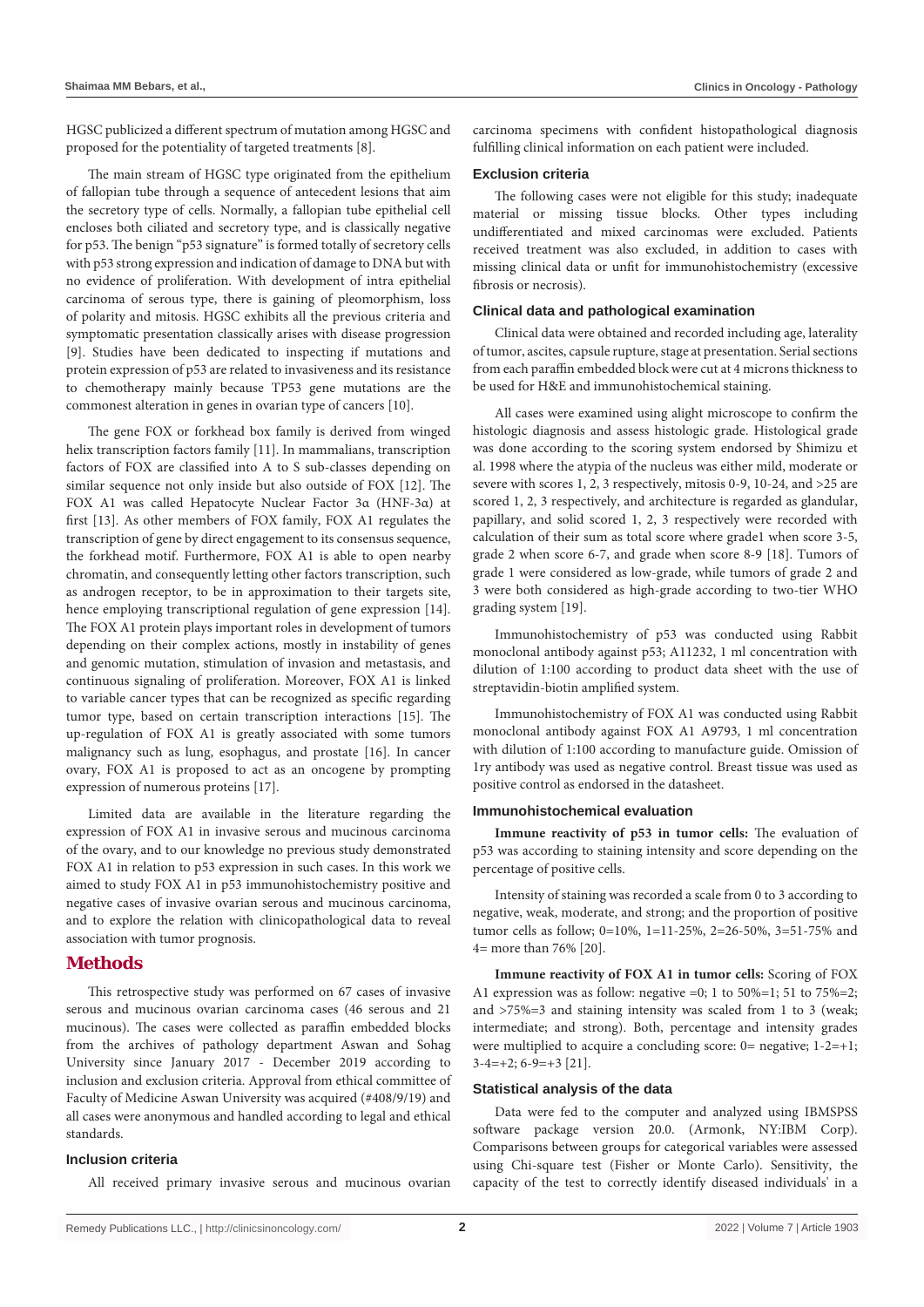HGSC publicized a different spectrum of mutation among HGSC and proposed for the potentiality of targeted treatments [8].

The main stream of HGSC type originated from the epithelium of fallopian tube through a sequence of antecedent lesions that aim the secretory type of cells. Normally, a fallopian tube epithelial cell encloses both ciliated and secretory type, and is classically negative for p53. The benign "p53 signature" is formed totally of secretory cells with p53 strong expression and indication of damage to DNA but with no evidence of proliferation. With development of intra epithelial carcinoma of serous type, there is gaining of pleomorphism, loss of polarity and mitosis. HGSC exhibits all the previous criteria and symptomatic presentation classically arises with disease progression [9]. Studies have been dedicated to inspecting if mutations and protein expression of p53 are related to invasiveness and its resistance to chemotherapy mainly because TP53 gene mutations are the commonest alteration in genes in ovarian type of cancers [10].

The gene FOX or forkhead box family is derived from winged helix transcription factors family [11]. In mammalians, transcription factors of FOX are classified into A to S sub-classes depending on similar sequence not only inside but also outside of FOX [12]. The FOX A1 was called Hepatocyte Nuclear Factor 3α (HNF-3α) at first [13]. As other members of FOX family, FOX A1 regulates the transcription of gene by direct engagement to its consensus sequence, the forkhead motif. Furthermore, FOX A1 is able to open nearby chromatin, and consequently letting other factors transcription, such as androgen receptor, to be in approximation to their targets site, hence employing transcriptional regulation of gene expression [14]. The FOX A1 protein plays important roles in development of tumors depending on their complex actions, mostly in instability of genes and genomic mutation, stimulation of invasion and metastasis, and continuous signaling of proliferation. Moreover, FOX A1 is linked to variable cancer types that can be recognized as specific regarding tumor type, based on certain transcription interactions [15]. The up-regulation of FOX A1 is greatly associated with some tumors malignancy such as lung, esophagus, and prostate [16]. In cancer ovary, FOX A1 is proposed to act as an oncogene by prompting expression of numerous proteins [17].

Limited data are available in the literature regarding the expression of FOX A1 in invasive serous and mucinous carcinoma of the ovary, and to our knowledge no previous study demonstrated FOX A1 in relation to p53 expression in such cases. In this work we aimed to study FOX A1 in p53 immunohistochemistry positive and negative cases of invasive ovarian serous and mucinous carcinoma, and to explore the relation with clinicopathological data to reveal association with tumor prognosis.

## Methods

This retrospective study was performed on 67 cases of invasive serous and mucinous ovarian carcinoma cases (46 serous and 21 mucinous). The cases were collected as paraffin embedded blocks from the archives of pathology department Aswan and Sohag University since January 2017 - December 2019 according to inclusion and exclusion criteria. Approval from ethical committee of Faculty of Medicine Aswan University was acquired (#408/9/19) and all cases were anonymous and handled according to legal and ethical standards.

### Inclusion criteria

All received primary invasive serous and mucinous ovarian carcinoma specimens with confident histopathological diagnosis fulfilling clinical information on each patient were included.

### Exclusion criteria

The following cases were not eligible for this study; inadequate material or missing tissue blocks. Other types including undifferentiated and mixed carcinomas were excluded. Patients received treatment was also excluded, in addition to cases with missing clinical data or unfit for immunohistochemistry (excessive fibrosis or necrosis).

### Clinical data and pathological examination

Clinical data were obtained and recorded including age, laterality of tumor, ascites, capsule rupture, stage at presentation. Serial sections from each paraffin embedded block were cut at 4 microns thickness to be used for H&E and immunohistochemical staining.

All cases were examined using alight microscope to confirm the histologic diagnosis and assess histologic grade. Histological grade was done according to the scoring system endorsed by Shimizu et al. 1998 where the atypia of the nucleus was either mild, moderate or severe with scores 1, 2, 3 respectively, mitosis 0-9, 10-24, and >25 are scored 1, 2, 3 respectively, and architecture is regarded as glandular, papillary, and solid scored 1, 2, 3 respectively were recorded with calculation of their sum as total score where grade1 when score 3-5, grade 2 when score 6-7, and grade when score 8-9 [18]. Tumors of grade 1 were considered as low-grade, while tumors of grade 2 and 3 were both considered as high-grade according to two-tier WHO grading system [19].

Immunohistochemistry of p53 was conducted using Rabbit monoclonal antibody against p53; A11232, 1 ml concentration with dilution of 1:100 according to product data sheet with the use of streptavidin-biotin amplified system.

Immunohistochemistry of FOX A1 was conducted using Rabbit monoclonal antibody against FOX A1 A9793, 1 ml concentration with dilution of 1:100 according to manufacture guide. Omission of 1ry antibody was used as negative control. Breast tissue was used as positive control as endorsed in the datasheet.

### Immunohistochemical evaluation

**Immune reactivity of p53 in tumor cells:** The evaluation of p53 was according to staining intensity and score depending on the percentage of positive cells.

Intensity of staining was recorded a scale from 0 to 3 according to negative, weak, moderate, and strong; and the proportion of positive tumor cells as follow; 0=10%, 1=11-25%, 2=26-50%, 3=51-75% and 4= more than 76% [20].

**Immune reactivity of FOX A1 in tumor cells:** Scoring of FOX A1 expression was as follow: negative =0; 1 to 50%=1; 51 to 75%=2; and >75%=3 and staining intensity was scaled from 1 to 3 (weak; intermediate; and strong). Both, percentage and intensity grades were multiplied to acquire a concluding score: 0= negative; 1-2=+1; 3-4=+2; 6-9=+3 [21].

### Statistical analysis of the data

Data were fed to the computer and analyzed using IBMSPSS software package version 20.0. (Armonk, NY:IBM Corp). Comparisons between groups for categorical variables were assessed using Chi-square test (Fisher or Monte Carlo). Sensitivity, the capacity of the test to correctly identify diseased individuals' in a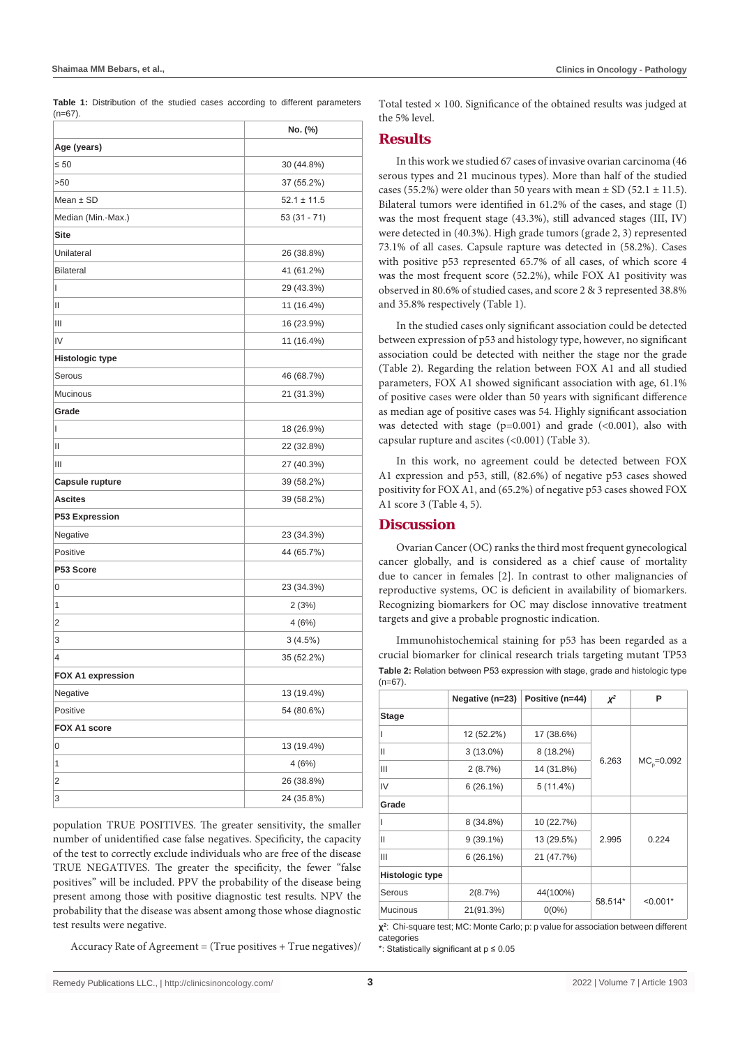**Table 1:** Distribution of the studied cases according to different parameters (n=67).

| | No. (%) |
|---|---|
| **Age (years)** | |
| ≤ 50 | 30 (44.8%) |
| >50 | 37 (55.2%) |
| Mean ± SD | 52.1 ± 11.5 |
| Median (Min.-Max.) | 53 (31 - 71) |
| **Site** | |
| Unilateral | 26 (38.8%) |
| Bilateral | 41 (61.2%) |
| I | 29 (43.3%) |
| II | 11 (16.4%) |
| III | 16 (23.9%) |
| IV | 11 (16.4%) |
| **Histologic type** | |
| Serous | 46 (68.7%) |
| Mucinous | 21 (31.3%) |
| **Grade** | |
| I | 18 (26.9%) |
| II | 22 (32.8%) |
| III | 27 (40.3%) |
| **Capsule rupture** | 39 (58.2%) |
| **Ascites** | 39 (58.2%) |
| **P53 Expression** | |
| Negative | 23 (34.3%) |
| Positive | 44 (65.7%) |
| **P53 Score** | |
| 0 | 23 (34.3%) |
| 1 | 2 (3%) |
| 2 | 4 (6%) |
| 3 | 3 (4.5%) |
| 4 | 35 (52.2%) |
| **FOX A1 expression** | |
| Negative | 13 (19.4%) |
| Positive | 54 (80.6%) |
| **FOX A1 score** | |
| 0 | 13 (19.4%) |
| 1 | 4 (6%) |
| 2 | 26 (38.8%) |
| 3 | 24 (35.8%) |

population TRUE POSITIVES. The greater sensitivity, the smaller number of unidentified case false negatives. Specificity, the capacity of the test to correctly exclude individuals who are free of the disease TRUE NEGATIVES. The greater the specificity, the fewer "false positives" will be included. PPV the probability of the disease being present among those with positive diagnostic test results. NPV the probability that the disease was absent among those whose diagnostic test results were negative.

Accuracy Rate of Agreement = (True positives + True negatives)/ Total tested × 100. Significance of the obtained results was judged at the 5% level.

## Results

In this work we studied 67 cases of invasive ovarian carcinoma (46 serous types and 21 mucinous types). More than half of the studied cases (55.2%) were older than 50 years with mean ± SD (52.1 ± 11.5). Bilateral tumors were identified in 61.2% of the cases, and stage (I) was the most frequent stage (43.3%), still advanced stages (III, IV) were detected in (40.3%). High grade tumors (grade 2, 3) represented 73.1% of all cases. Capsule rapture was detected in (58.2%). Cases with positive p53 represented 65.7% of all cases, of which score 4 was the most frequent score (52.2%), while FOX A1 positivity was observed in 80.6% of studied cases, and score 2 & 3 represented 38.8% and 35.8% respectively (Table 1).

In the studied cases only significant association could be detected between expression of p53 and histology type, however, no significant association could be detected with neither the stage nor the grade (Table 2). Regarding the relation between FOX A1 and all studied parameters, FOX A1 showed significant association with age, 61.1% of positive cases were older than 50 years with significant difference as median age of positive cases was 54. Highly significant association was detected with stage (p=0.001) and grade (<0.001), also with capsular rupture and ascites (<0.001) (Table 3).

In this work, no agreement could be detected between FOX A1 expression and p53, still, (82.6%) of negative p53 cases showed positivity for FOX A1, and (65.2%) of negative p53 cases showed FOX A1 score 3 (Table 4, 5).

## Discussion

Ovarian Cancer (OC) ranks the third most frequent gynecological cancer globally, and is considered as a chief cause of mortality due to cancer in females [2]. In contrast to other malignancies of reproductive systems, OC is deficient in availability of biomarkers. Recognizing biomarkers for OC may disclose innovative treatment targets and give a probable prognostic indication.

Immunohistochemical staining for p53 has been regarded as a crucial biomarker for clinical research trials targeting mutant TP53

**Table 2:** Relation between P53 expression with stage, grade and histologic type (n=67).

| | Negative (n=23) | Positive (n=44) | $\chi^2$ | P |
|---|---|---|---|---|
| **Stage** | | | | |
| I | 12 (52.2%) | 17 (38.6%) | 6.263 | $MC_p$=0.092 |
| II | 3 (13.0%) | 8 (18.2%) | | |
| III | 2 (8.7%) | 14 (31.8%) | | |
| IV | 6 (26.1%) | 5 (11.4%) | | |
| **Grade** | | | | |
| I | 8 (34.8%) | 10 (22.7%) | 2.995 | 0.224 |
| II | 9 (39.1%) | 13 (29.5%) | | |
| III | 6 (26.1%) | 21 (47.7%) | | |
| **Histologic type** | | | | |
| Serous | 2(8.7%) | 44(100%) | 58.514* | <0.001* |
| Mucinous | 21(91.3%) | 0(0%) | | |

$\chi^2$: Chi-square test; MC: Monte Carlo; p: p value for association between different categories

*: Statistically significant at p ≤ 0.05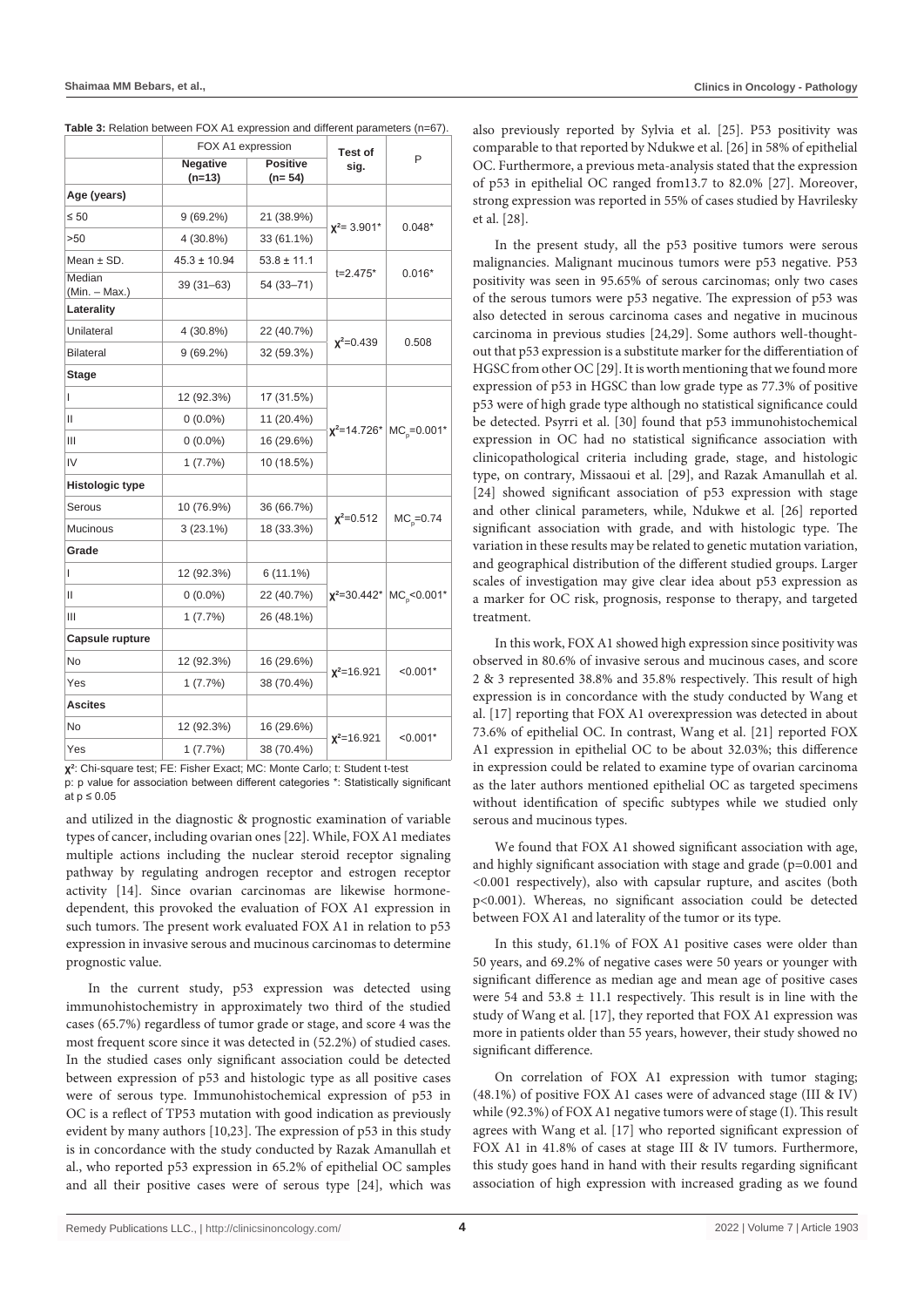**Table 3:** Relation between FOX A1 expression and different parameters (n=67).

| | FOX A1 expression | | Test of sig. | P |
|---|---|---|---|---|
| | **Negative (n=13)** | **Positive (n= 54)** | | |
| **Age (years)** | | | | |
| ≤ 50 | 9 (69.2%) | 21 (38.9%) | $\chi^2$= 3.901* | 0.048* |
| >50 | 4 (30.8%) | 33 (61.1%) | | |
| Mean ± SD. | 45.3 ± 10.94 | 53.8 ± 11.1 | t=2.475* | 0.016* |
| Median (Min. – Max.) | 39 (31–63) | 54 (33–71) | | |
| **Laterality** | | | | |
| Unilateral | 4 (30.8%) | 22 (40.7%) | $\chi^2$=0.439 | 0.508 |
| Bilateral | 9 (69.2%) | 32 (59.3%) | | |
| **Stage** | | | | |
| I | 12 (92.3%) | 17 (31.5%) | $\chi^2$=14.726* | $MC_p$=0.001* |
| II | 0 (0.0%) | 11 (20.4%) | | |
| III | 0 (0.0%) | 16 (29.6%) | | |
| IV | 1 (7.7%) | 10 (18.5%) | | |
| **Histologic type** | | | | |
| Serous | 10 (76.9%) | 36 (66.7%) | $\chi^2$=0.512 | $MC_p$=0.74 |
| Mucinous | 3 (23.1%) | 18 (33.3%) | | |
| **Grade** | | | | |
| I | 12 (92.3%) | 6 (11.1%) | $\chi^2$=30.442* | $MC_p$<0.001* |
| II | 0 (0.0%) | 22 (40.7%) | | |
| III | 1 (7.7%) | 26 (48.1%) | | |
| **Capsule rupture** | | | | |
| No | 12 (92.3%) | 16 (29.6%) | $\chi^2$=16.921 | <0.001* |
| Yes | 1 (7.7%) | 38 (70.4%) | | |
| **Ascites** | | | | |
| No | 12 (92.3%) | 16 (29.6%) | $\chi^2$=16.921 | <0.001* |
| Yes | 1 (7.7%) | 38 (70.4%) | | |

$\chi^2$: Chi-square test; FE: Fisher Exact; MC: Monte Carlo; t: Student t-test
p: p value for association between different categories *: Statistically significant at p ≤ 0.05

and utilized in the diagnostic & prognostic examination of variable types of cancer, including ovarian ones [22]. While, FOX A1 mediates multiple actions including the nuclear steroid receptor signaling pathway by regulating androgen receptor and estrogen receptor activity [14]. Since ovarian carcinomas are likewise hormone-dependent, this provoked the evaluation of FOX A1 expression in such tumors. The present work evaluated FOX A1 in relation to p53 expression in invasive serous and mucinous carcinomas to determine prognostic value.

In the current study, p53 expression was detected using immunohistochemistry in approximately two third of the studied cases (65.7%) regardless of tumor grade or stage, and score 4 was the most frequent score since it was detected in (52.2%) of studied cases. In the studied cases only significant association could be detected between expression of p53 and histologic type as all positive cases were of serous type. Immunohistochemical expression of p53 in OC is a reflect of TP53 mutation with good indication as previously evident by many authors [10,23]. The expression of p53 in this study is in concordance with the study conducted by Razak Amanullah et al., who reported p53 expression in 65.2% of epithelial OC samples and all their positive cases were of serous type [24], which was also previously reported by Sylvia et al. [25]. P53 positivity was comparable to that reported by Ndukwe et al. [26] in 58% of epithelial OC. Furthermore, a previous meta-analysis stated that the expression of p53 in epithelial OC ranged from13.7 to 82.0% [27]. Moreover, strong expression was reported in 55% of cases studied by Havrilesky et al. [28].

In the present study, all the p53 positive tumors were serous malignancies. Malignant mucinous tumors were p53 negative. P53 positivity was seen in 95.65% of serous carcinomas; only two cases of the serous tumors were p53 negative. The expression of p53 was also detected in serous carcinoma cases and negative in mucinous carcinoma in previous studies [24,29]. Some authors well-thought-out that p53 expression is a substitute marker for the differentiation of HGSC from other OC [29]. It is worth mentioning that we found more expression of p53 in HGSC than low grade type as 77.3% of positive p53 were of high grade type although no statistical significance could be detected. Psyrri et al. [30] found that p53 immunohistochemical expression in OC had no statistical significance association with clinicopathological criteria including grade, stage, and histologic type, on contrary, Missaoui et al. [29], and Razak Amanullah et al. [24] showed significant association of p53 expression with stage and other clinical parameters, while, Ndukwe et al. [26] reported significant association with grade, and with histologic type. The variation in these results may be related to genetic mutation variation, and geographical distribution of the different studied groups. Larger scales of investigation may give clear idea about p53 expression as a marker for OC risk, prognosis, response to therapy, and targeted treatment.

In this work, FOX A1 showed high expression since positivity was observed in 80.6% of invasive serous and mucinous cases, and score 2 & 3 represented 38.8% and 35.8% respectively. This result of high expression is in concordance with the study conducted by Wang et al. [17] reporting that FOX A1 overexpression was detected in about 73.6% of epithelial OC. In contrast, Wang et al. [21] reported FOX A1 expression in epithelial OC to be about 32.03%; this difference in expression could be related to examine type of ovarian carcinoma as the later authors mentioned epithelial OC as targeted specimens without identification of specific subtypes while we studied only serous and mucinous types.

We found that FOX A1 showed significant association with age, and highly significant association with stage and grade (p=0.001 and <0.001 respectively), also with capsular rupture, and ascites (both p<0.001). Whereas, no significant association could be detected between FOX A1 and laterality of the tumor or its type.

In this study, 61.1% of FOX A1 positive cases were older than 50 years, and 69.2% of negative cases were 50 years or younger with significant difference as median age and mean age of positive cases were 54 and 53.8 ± 11.1 respectively. This result is in line with the study of Wang et al. [17], they reported that FOX A1 expression was more in patients older than 55 years, however, their study showed no significant difference.

On correlation of FOX A1 expression with tumor staging; (48.1%) of positive FOX A1 cases were of advanced stage (III & IV) while (92.3%) of FOX A1 negative tumors were of stage (I). This result agrees with Wang et al. [17] who reported significant expression of FOX A1 in 41.8% of cases at stage III & IV tumors. Furthermore, this study goes hand in hand with their results regarding significant association of high expression with increased grading as we found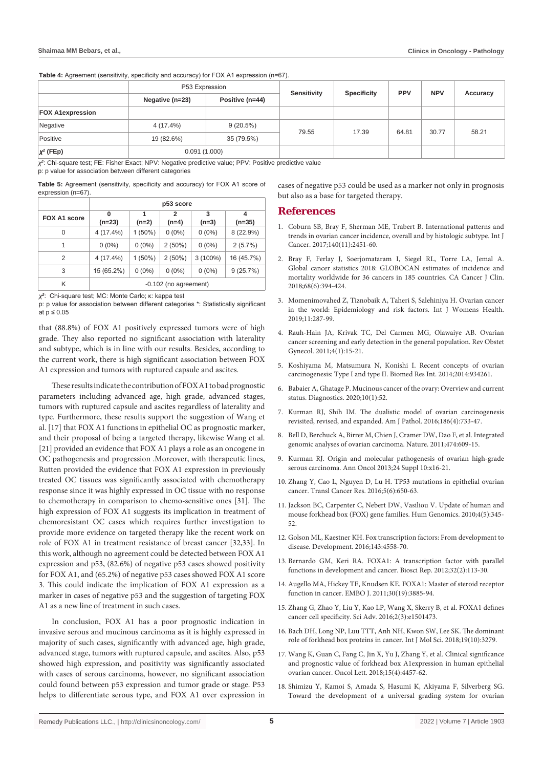**Table 4:** Agreement (sensitivity, specificity and accuracy) for FOX A1 expression (n=67).

| | P53 Expression | | Sensitivity | Specificity | PPV | NPV | Accuracy |
|---|---|---|---|---|---|---|---|
| | Negative (n=23) | Positive (n=44) | | | | | |
| **FOX A1expression** | | | | | | | |
| Negative | 4 (17.4%) | 9 (20.5%) | 79.55 | 17.39 | 64.81 | 30.77 | 58.21 |
| Positive | 19 (82.6%) | 35 (79.5%) | | | | | |
| **$\chi^2$ (FEp)** | 0.091 (1.000) | | | | | | |

$\chi^2$: Chi-square test; FE: Fisher Exact; NPV: Negative predictive value; PPV: Positive predictive value
p: p value for association between different categories

**Table 5:** Agreement (sensitivity, specificity and accuracy) for FOX A1 score of expression (n=67).

| FOX A1 score | p53 score | | | | |
|---|---|---|---|---|---|
| | 0 (n=23) | 1 (n=2) | 2 (n=4) | 3 (n=3) | 4 (n=35) |
| 0 | 4 (17.4%) | 1 (50%) | 0 (0%) | 0 (0%) | 8 (22.9%) |
| 1 | 0 (0%) | 0 (0%) | 2 (50%) | 0 (0%) | 2 (5.7%) |
| 2 | 4 (17.4%) | 1 (50%) | 2 (50%) | 3 (100%) | 16 (45.7%) |
| 3 | 15 (65.2%) | 0 (0%) | 0 (0%) | 0 (0%) | 9 (25.7%) |
| K | -0.102 (no agreement) | | | | |

$\chi^2$: Chi-square test; MC: Monte Carlo; κ: kappa test
p: p value for association between different categories *: Statistically significant at $p \leq 0.05$

that (88.8%) of FOX A1 positively expressed tumors were of high grade. They also reported no significant association with laterality and subtype, which is in line with our results. Besides, according to the current work, there is high significant association between FOX A1 expression and tumors with ruptured capsule and ascites.

These results indicate the contribution of FOX A1 to bad prognostic parameters including advanced age, high grade, advanced stages, tumors with ruptured capsule and ascites regardless of laterality and type. Furthermore, these results support the suggestion of Wang et al. [17] that FOX A1 functions in epithelial OC as prognostic marker, and their proposal of being a targeted therapy, likewise Wang et al. [21] provided an evidence that FOX A1 plays a role as an oncogene in OC pathogenesis and progression .Moreover, with therapeutic lines, Rutten provided the evidence that FOX A1 expression in previously treated OC tissues was significantly associated with chemotherapy response since it was highly expressed in OC tissue with no response to chemotherapy in comparison to chemo-sensitive ones [31]. The high expression of FOX A1 suggests its implication in treatment of chemoresistant OC cases which requires further investigation to provide more evidence on targeted therapy like the recent work on role of FOX A1 in treatment resistance of breast cancer [32,33]. In this work, although no agreement could be detected between FOX A1 expression and p53, (82.6%) of negative p53 cases showed positivity for FOX A1, and (65.2%) of negative p53 cases showed FOX A1 score 3. This could indicate the implication of FOX A1 expression as a marker in cases of negative p53 and the suggestion of targeting FOX A1 as a new line of treatment in such cases.

In conclusion, FOX A1 has a poor prognostic indication in invasive serous and mucinous carcinoma as it is highly expressed in majority of such cases, significantly with advanced age, high grade, advanced stage, tumors with ruptured capsule, and ascites. Also, p53 showed high expression, and positivity was significantly associated with cases of serous carcinoma, however, no significant association could found between p53 expression and tumor grade or stage. P53 helps to differentiate serous type, and FOX A1 over expression in cases of negative p53 could be used as a marker not only in prognosis but also as a base for targeted therapy.

## References

1. Coburn SB, Bray F, Sherman ME, Trabert B. International patterns and trends in ovarian cancer incidence, overall and by histologic type. Int J Cancer. 2017;140(11):2451-60.
2. Bray F, Ferlay J, Soerjomataram I, Siegel RL, Torre LA, Jemal A. Global cancer statistics 2018: GLOBOCAN estimates of incidence and mortality worldwide for 36 cancers in 185 countries. CA Cancer J Clin. 2018;68(6):394-424.
3. Momenimovahed Z, Tiznobaik A, Taheri S, Salehiniya H. Ovarian cancer in the world: Epidemiology and risk factors. Int J Womens Health. 2019;11:287-99.
4. Rauh-Hain JA, Krivak TC, Del Carmen MG, Olawaiye AB. Ovarian cancer screening and early detection in the general population. Rev Obstet Gynecol. 2011;4(1):15-21.
5. Koshiyama M, Matsumura N, Konishi I. Recent concepts of ovarian carcinogenesis: Type I and type II. Biomed Res Int. 2014;2014:934261.
6. Babaier A, Ghatage P. Mucinous cancer of the ovary: Overview and current status. Diagnostics. 2020;10(1):52.
7. Kurman RJ, Shih IM. The dualistic model of ovarian carcinogenesis revisited, revised, and expanded. Am J Pathol. 2016;186(4):733-47.
8. Bell D, Berchuck A, Birrer M, Chien J, Cramer DW, Dao F, et al. Integrated genomic analyses of ovarian carcinoma. Nature. 2011;474:609-15.
9. Kurman RJ. Origin and molecular pathogenesis of ovarian high-grade serous carcinoma. Ann Oncol 2013;24 Suppl 10:x16-21.
10. Zhang Y, Cao L, Nguyen D, Lu H. TP53 mutations in epithelial ovarian cancer. Transl Cancer Res. 2016;5(6):650-63.
11. Jackson BC, Carpenter C, Nebert DW, Vasiliou V. Update of human and mouse forkhead box (FOX) gene families. Hum Genomics. 2010;4(5):345-52.
12. Golson ML, Kaestner KH. Fox transcription factors: From development to disease. Development. 2016;143:4558-70.
13. Bernardo GM, Keri RA. FOXA1: A transcription factor with parallel functions in development and cancer. Biosci Rep. 2012;32(2):113-30.
14. Augello MA, Hickey TE, Knudsen KE. FOXA1: Master of steroid receptor function in cancer. EMBO J. 2011;30(19):3885-94.
15. Zhang G, Zhao Y, Liu Y, Kao LP, Wang X, Skerry B, et al. FOXA1 defines cancer cell specificity. Sci Adv. 2016;2(3):e1501473.
16. Bach DH, Long NP, Luu TTT, Anh NH, Kwon SW, Lee SK. The dominant role of forkhead box proteins in cancer. Int J Mol Sci. 2018;19(10):3279.
17. Wang K, Guan C, Fang C, Jin X, Yu J, Zhang Y, et al. Clinical significance and prognostic value of forkhead box A1expression in human epithelial ovarian cancer. Oncol Lett. 2018;15(4):4457-62.
18. Shimizu Y, Kamoi S, Amada S, Hasumi K, Akiyama F, Silverberg SG. Toward the development of a universal grading system for ovarian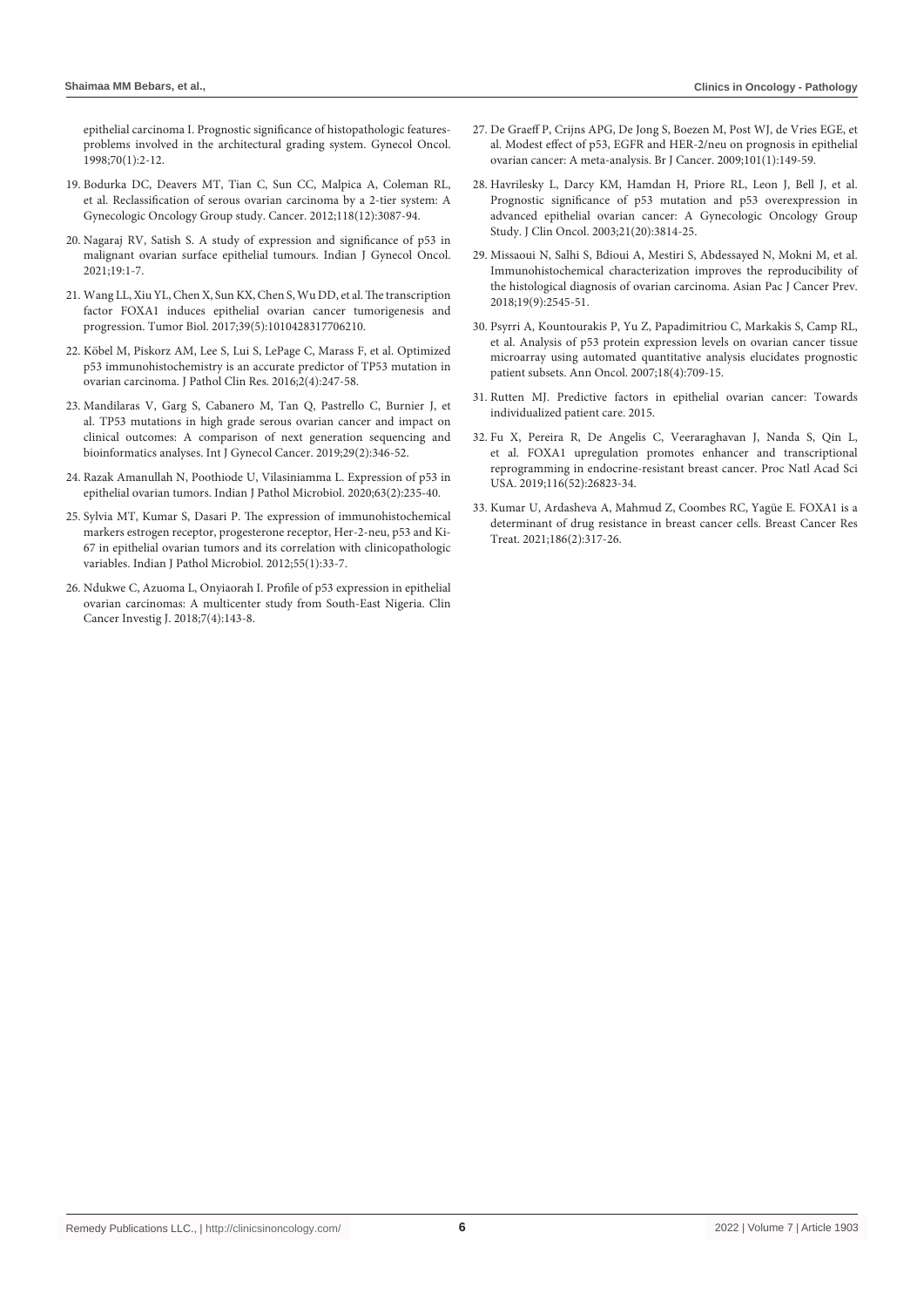epithelial carcinoma I. Prognostic significance of histopathologic features-problems involved in the architectural grading system. Gynecol Oncol. 1998;70(1):2-12.

19. Bodurka DC, Deavers MT, Tian C, Sun CC, Malpica A, Coleman RL, et al. Reclassification of serous ovarian carcinoma by a 2-tier system: A Gynecologic Oncology Group study. Cancer. 2012;118(12):3087-94.

20. Nagaraj RV, Satish S. A study of expression and significance of p53 in malignant ovarian surface epithelial tumours. Indian J Gynecol Oncol. 2021;19:1-7.

21. Wang LL, Xiu YL, Chen X, Sun KX, Chen S, Wu DD, et al. The transcription factor FOXA1 induces epithelial ovarian cancer tumorigenesis and progression. Tumor Biol. 2017;39(5):1010428317706210.

22. Köbel M, Piskorz AM, Lee S, Lui S, LePage C, Marass F, et al. Optimized p53 immunohistochemistry is an accurate predictor of TP53 mutation in ovarian carcinoma. J Pathol Clin Res. 2016;2(4):247-58.

23. Mandilaras V, Garg S, Cabanero M, Tan Q, Pastrello C, Burnier J, et al. TP53 mutations in high grade serous ovarian cancer and impact on clinical outcomes: A comparison of next generation sequencing and bioinformatics analyses. Int J Gynecol Cancer. 2019;29(2):346-52.

24. Razak Amanullah N, Poothiode U, Vilasiniamma L. Expression of p53 in epithelial ovarian tumors. Indian J Pathol Microbiol. 2020;63(2):235-40.

25. Sylvia MT, Kumar S, Dasari P. The expression of immunohistochemical markers estrogen receptor, progesterone receptor, Her-2-neu, p53 and Ki-67 in epithelial ovarian tumors and its correlation with clinicopathologic variables. Indian J Pathol Microbiol. 2012;55(1):33-7.

26. Ndukwe C, Azuoma L, Onyiaorah I. Profile of p53 expression in epithelial ovarian carcinomas: A multicenter study from South-East Nigeria. Clin Cancer Investig J. 2018;7(4):143-8.

27. De Graeff P, Crijns APG, De Jong S, Boezen M, Post WJ, de Vries EGE, et al. Modest effect of p53, EGFR and HER-2/neu on prognosis in epithelial ovarian cancer: A meta-analysis. Br J Cancer. 2009;101(1):149-59.

28. Havrilesky L, Darcy KM, Hamdan H, Priore RL, Leon J, Bell J, et al. Prognostic significance of p53 mutation and p53 overexpression in advanced epithelial ovarian cancer: A Gynecologic Oncology Group Study. J Clin Oncol. 2003;21(20):3814-25.

29. Missaoui N, Salhi S, Bdioui A, Mestiri S, Abdessayed N, Mokni M, et al. Immunohistochemical characterization improves the reproducibility of the histological diagnosis of ovarian carcinoma. Asian Pac J Cancer Prev. 2018;19(9):2545-51.

30. Psyrri A, Kountourakis P, Yu Z, Papadimitriou C, Markakis S, Camp RL, et al. Analysis of p53 protein expression levels on ovarian cancer tissue microarray using automated quantitative analysis elucidates prognostic patient subsets. Ann Oncol. 2007;18(4):709-15.

31. Rutten MJ. Predictive factors in epithelial ovarian cancer: Towards individualized patient care. 2015.

32. Fu X, Pereira R, De Angelis C, Veeraraghavan J, Nanda S, Qin L, et al. FOXA1 upregulation promotes enhancer and transcriptional reprogramming in endocrine-resistant breast cancer. Proc Natl Acad Sci USA. 2019;116(52):26823-34.

33. Kumar U, Ardasheva A, Mahmud Z, Coombes RC, Yagüe E. FOXA1 is a determinant of drug resistance in breast cancer cells. Breast Cancer Res Treat. 2021;186(2):317-26.